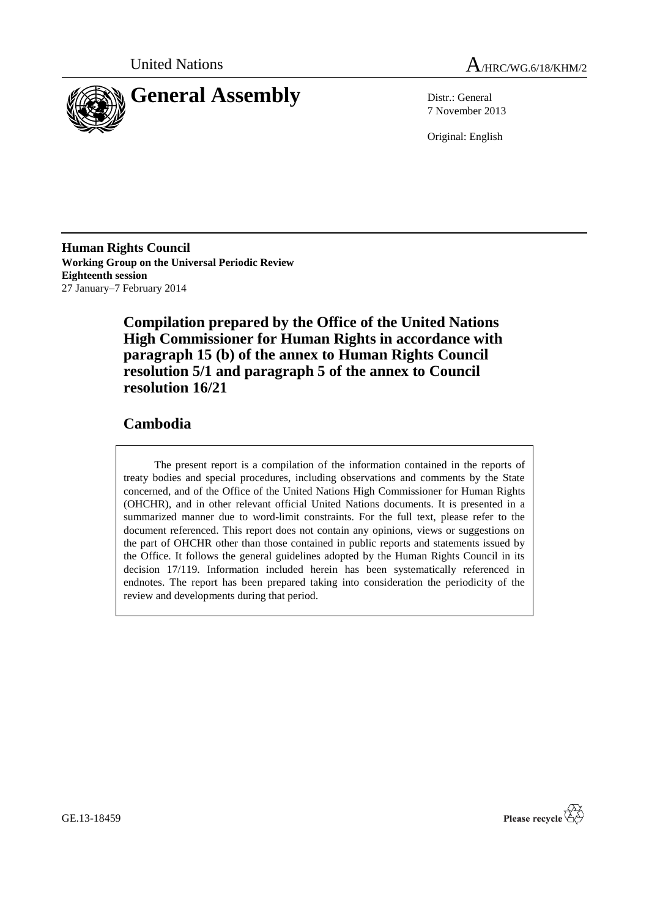United Nations

# A/HRC/WG.6/18/KHM/2

# General Assembly

Distr.: General
7 November 2013

Original: English

**Human Rights Council**
**Working Group on the Universal Periodic Review**
**Eighteenth session**
27 January–7 February 2014

## Compilation prepared by the Office of the United Nations High Commissioner for Human Rights in accordance with paragraph 15 (b) of the annex to Human Rights Council resolution 5/1 and paragraph 5 of the annex to Council resolution 16/21

## Cambodia

The present report is a compilation of the information contained in the reports of treaty bodies and special procedures, including observations and comments by the State concerned, and of the Office of the United Nations High Commissioner for Human Rights (OHCHR), and in other relevant official United Nations documents. It is presented in a summarized manner due to word-limit constraints. For the full text, please refer to the document referenced. This report does not contain any opinions, views or suggestions on the part of OHCHR other than those contained in public reports and statements issued by the Office. It follows the general guidelines adopted by the Human Rights Council in its decision 17/119. Information included herein has been systematically referenced in endnotes. The report has been prepared taking into consideration the periodicity of the review and developments during that period.

GE.13-18459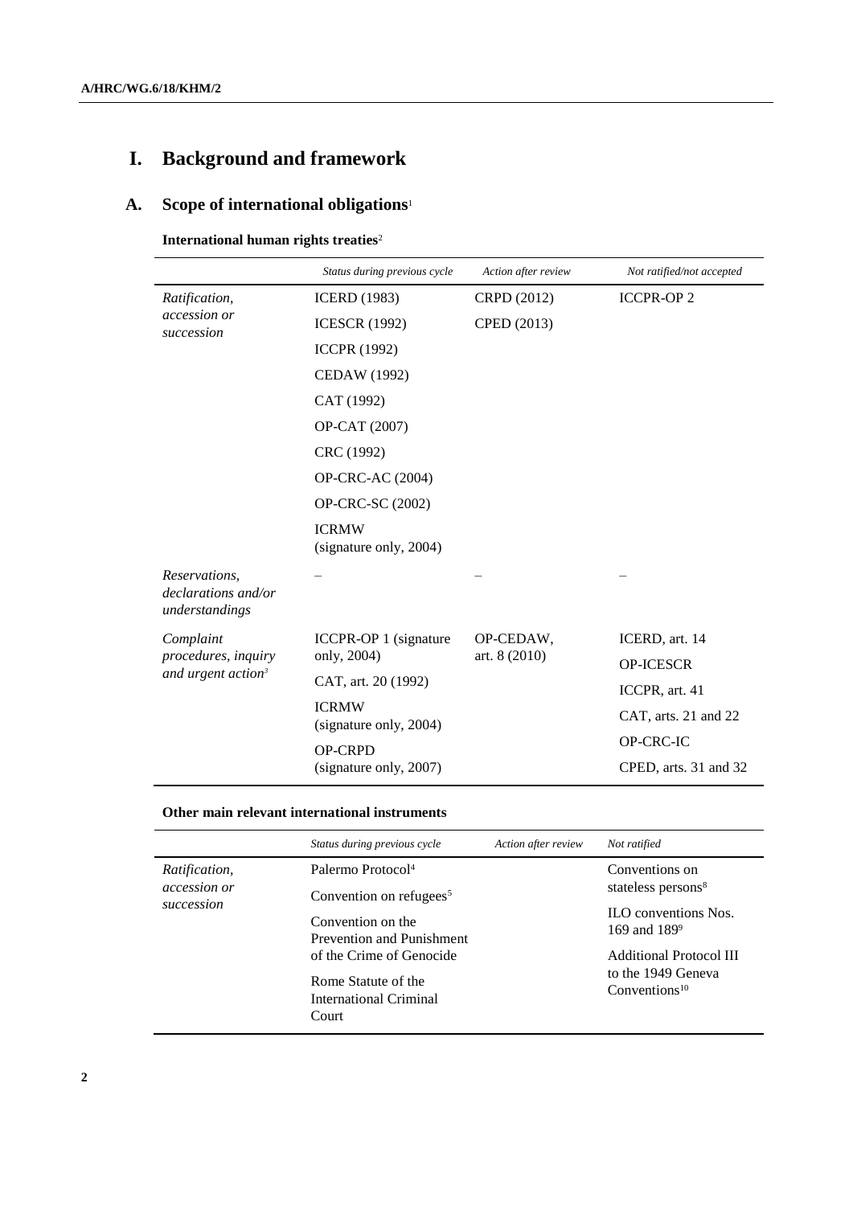# I. Background and framework

## A. Scope of international obligations[1]

**International human rights treaties**[2]

| | *Status during previous cycle* | *Action after review* | *Not ratified/not accepted* |
|---|---|---|---|
| *Ratification, accession or succession* | ICERD (1983) | CRPD (2012) | ICCPR-OP 2 |
| | ICESCR (1992) | CPED (2013) | |
| | ICCPR (1992) | | |
| | CEDAW (1992) | | |
| | CAT (1992) | | |
| | OP-CAT (2007) | | |
| | CRC (1992) | | |
| | OP-CRC-AC (2004) | | |
| | OP-CRC-SC (2002) | | |
| | ICRMW (signature only, 2004) | | |
| *Reservations, declarations and/or understandings* | – | – | – |
| *Complaint procedures, inquiry and urgent action*[3] | ICCPR-OP 1 (signature only, 2004) | OP-CEDAW, art. 8 (2010) | ICERD, art. 14 |
| | | | OP-ICESCR |
| | CAT, art. 20 (1992) | | ICCPR, art. 41 |
| | ICRMW (signature only, 2004) | | CAT, arts. 21 and 22 |
| | | | OP-CRC-IC |
| | OP-CRPD (signature only, 2007) | | CPED, arts. 31 and 32 |

**Other main relevant international instruments**

| | *Status during previous cycle* | *Action after review* | *Not ratified* |
|---|---|---|---|
| *Ratification, accession or succession* | Palermo Protocol[4] | | Conventions on stateless persons[8] |
| | Convention on refugees[5] | | |
| | Convention on the Prevention and Punishment of the Crime of Genocide | | ILO conventions Nos. 169 and 189[9] |
| | | | Additional Protocol III to the 1949 Geneva Conventions[10] |
| | Rome Statute of the International Criminal Court | | |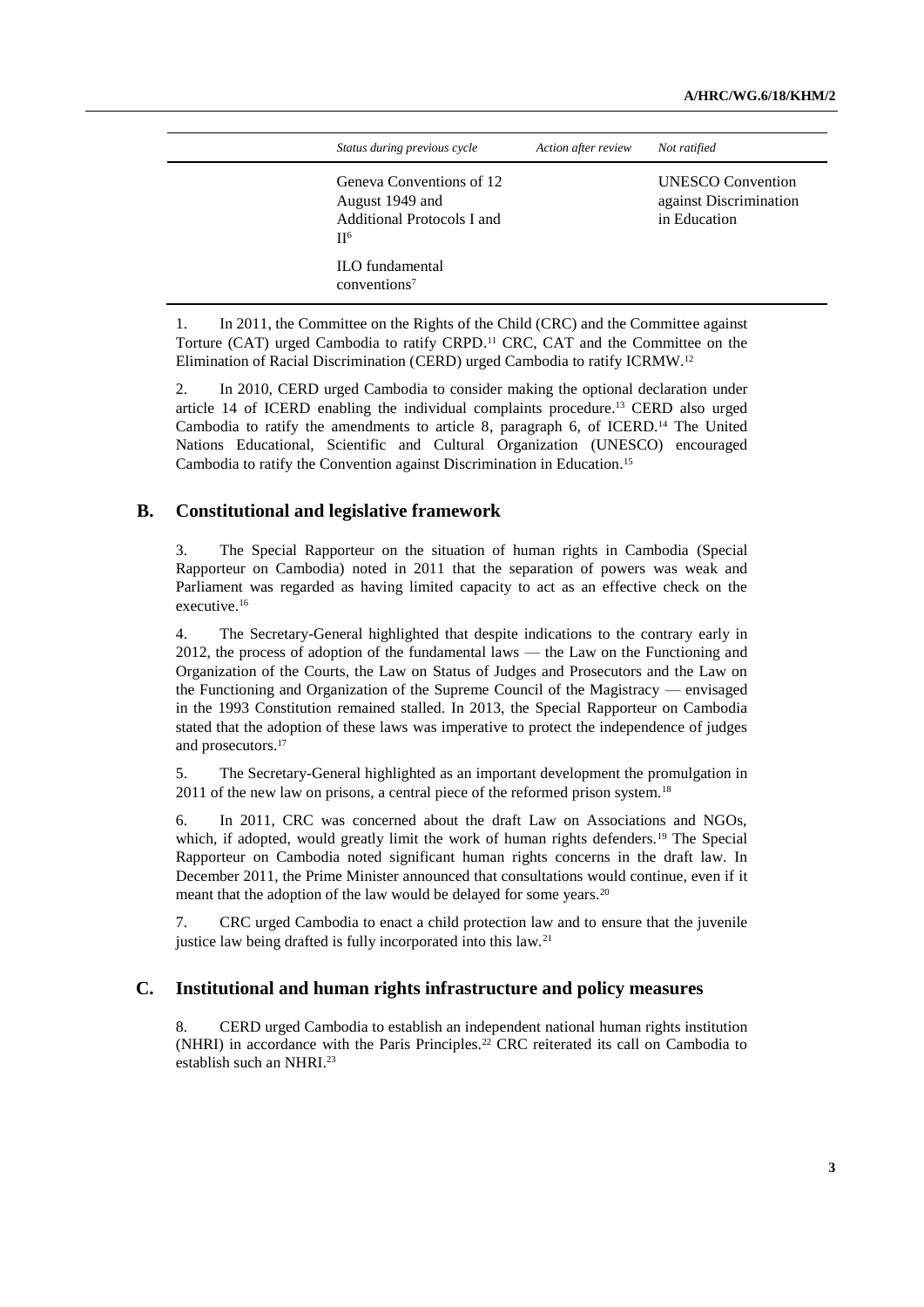| | *Status during previous cycle* | *Action after review* | *Not ratified* |
|---|---|---|---|
| | Geneva Conventions of 12 August 1949 and Additional Protocols I and II[6] | | UNESCO Convention against Discrimination in Education |
| | ILO fundamental conventions[7] | | |

1. In 2011, the Committee on the Rights of the Child (CRC) and the Committee against Torture (CAT) urged Cambodia to ratify CRPD.[11] CRC, CAT and the Committee on the Elimination of Racial Discrimination (CERD) urged Cambodia to ratify ICRMW.[12]

2. In 2010, CERD urged Cambodia to consider making the optional declaration under article 14 of ICERD enabling the individual complaints procedure.[13] CERD also urged Cambodia to ratify the amendments to article 8, paragraph 6, of ICERD.[14] The United Nations Educational, Scientific and Cultural Organization (UNESCO) encouraged Cambodia to ratify the Convention against Discrimination in Education.[15]

## B. Constitutional and legislative framework

3. The Special Rapporteur on the situation of human rights in Cambodia (Special Rapporteur on Cambodia) noted in 2011 that the separation of powers was weak and Parliament was regarded as having limited capacity to act as an effective check on the executive.[16]

4. The Secretary-General highlighted that despite indications to the contrary early in 2012, the process of adoption of the fundamental laws — the Law on the Functioning and Organization of the Courts, the Law on Status of Judges and Prosecutors and the Law on the Functioning and Organization of the Supreme Council of the Magistracy — envisaged in the 1993 Constitution remained stalled. In 2013, the Special Rapporteur on Cambodia stated that the adoption of these laws was imperative to protect the independence of judges and prosecutors.[17]

5. The Secretary-General highlighted as an important development the promulgation in 2011 of the new law on prisons, a central piece of the reformed prison system.[18]

6. In 2011, CRC was concerned about the draft Law on Associations and NGOs, which, if adopted, would greatly limit the work of human rights defenders.[19] The Special Rapporteur on Cambodia noted significant human rights concerns in the draft law. In December 2011, the Prime Minister announced that consultations would continue, even if it meant that the adoption of the law would be delayed for some years.[20]

7. CRC urged Cambodia to enact a child protection law and to ensure that the juvenile justice law being drafted is fully incorporated into this law.[21]

## C. Institutional and human rights infrastructure and policy measures

8. CERD urged Cambodia to establish an independent national human rights institution (NHRI) in accordance with the Paris Principles.[22] CRC reiterated its call on Cambodia to establish such an NHRI.[23]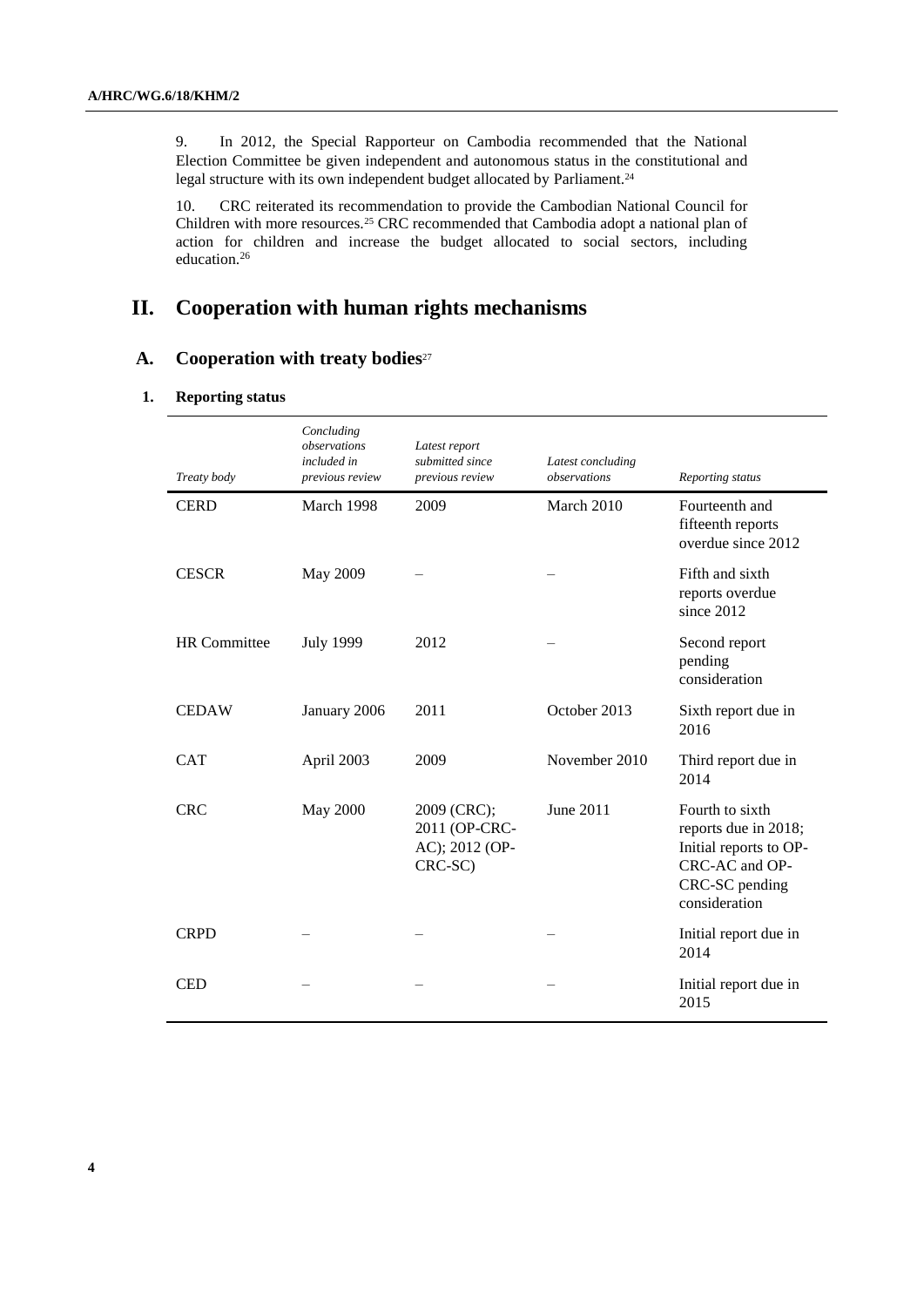9. In 2012, the Special Rapporteur on Cambodia recommended that the National Election Committee be given independent and autonomous status in the constitutional and legal structure with its own independent budget allocated by Parliament.[24]

10. CRC reiterated its recommendation to provide the Cambodian National Council for Children with more resources.[25] CRC recommended that Cambodia adopt a national plan of action for children and increase the budget allocated to social sectors, including education.[26]

# II. Cooperation with human rights mechanisms

## A. Cooperation with treaty bodies[27]

### 1. Reporting status

| *Treaty body* | *Concluding observations included in previous review* | *Latest report submitted since previous review* | *Latest concluding observations* | *Reporting status* |
|---|---|---|---|---|
| CERD | March 1998 | 2009 | March 2010 | Fourteenth and fifteenth reports overdue since 2012 |
| CESCR | May 2009 | – | – | Fifth and sixth reports overdue since 2012 |
| HR Committee | July 1999 | 2012 | – | Second report pending consideration |
| CEDAW | January 2006 | 2011 | October 2013 | Sixth report due in 2016 |
| CAT | April 2003 | 2009 | November 2010 | Third report due in 2014 |
| CRC | May 2000 | 2009 (CRC); 2011 (OP-CRC-AC); 2012 (OP-CRC-SC) | June 2011 | Fourth to sixth reports due in 2018; Initial reports to OP-CRC-AC and OP-CRC-SC pending consideration |
| CRPD | – | – | – | Initial report due in 2014 |
| CED | – | – | – | Initial report due in 2015 |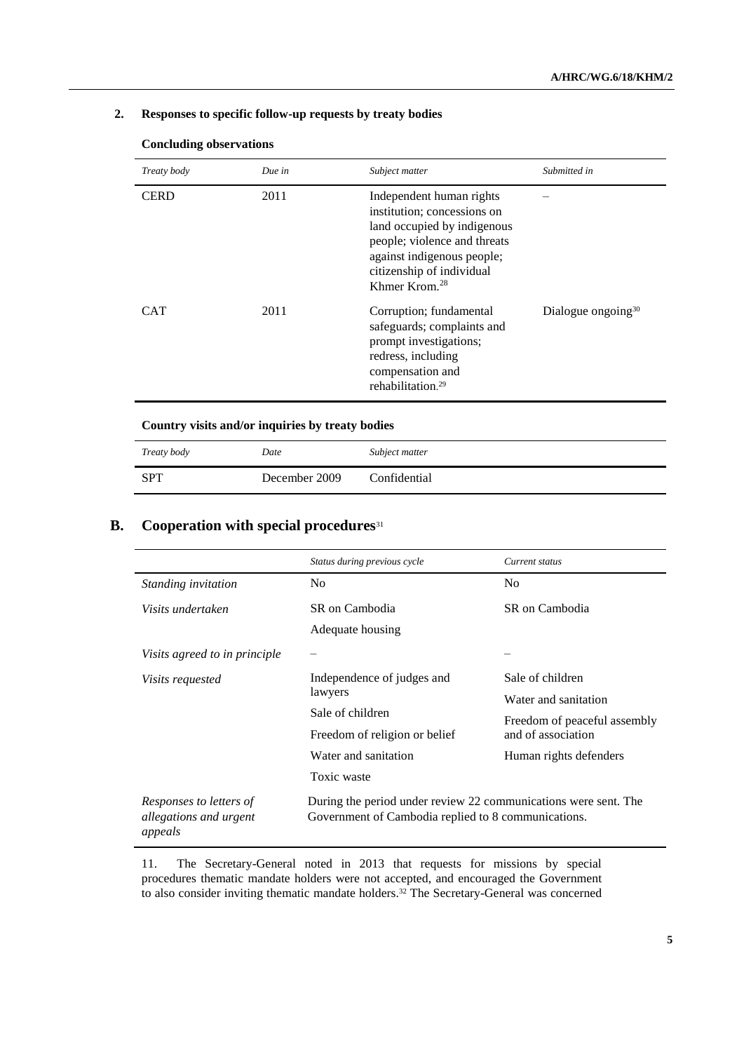### 2. Responses to specific follow-up requests by treaty bodies

**Concluding observations**

| *Treaty body* | *Due in* | *Subject matter* | *Submitted in* |
|---|---|---|---|
| CERD | 2011 | Independent human rights institution; concessions on land occupied by indigenous people; violence and threats against indigenous people; citizenship of individual Khmer Krom.[28] | – |
| CAT | 2011 | Corruption; fundamental safeguards; complaints and prompt investigations; redress, including compensation and rehabilitation.[29] | Dialogue ongoing[30] |

**Country visits and/or inquiries by treaty bodies**

| *Treaty body* | *Date* | *Subject matter* |
|---|---|---|
| SPT | December 2009 | Confidential |

## B. Cooperation with special procedures[31]

| | *Status during previous cycle* | *Current status* |
|---|---|---|
| *Standing invitation* | No | No |
| *Visits undertaken* | SR on Cambodia<br>Adequate housing | SR on Cambodia |
| *Visits agreed to in principle* | – | – |
| *Visits requested* | Independence of judges and lawyers<br>Sale of children<br>Freedom of religion or belief<br>Water and sanitation<br>Toxic waste | Sale of children<br>Water and sanitation<br>Freedom of peaceful assembly and of association<br>Human rights defenders |
| *Responses to letters of allegations and urgent appeals* | During the period under review 22 communications were sent. The Government of Cambodia replied to 8 communications. | |

11. The Secretary-General noted in 2013 that requests for missions by special procedures thematic mandate holders were not accepted, and encouraged the Government to also consider inviting thematic mandate holders.[32] The Secretary-General was concerned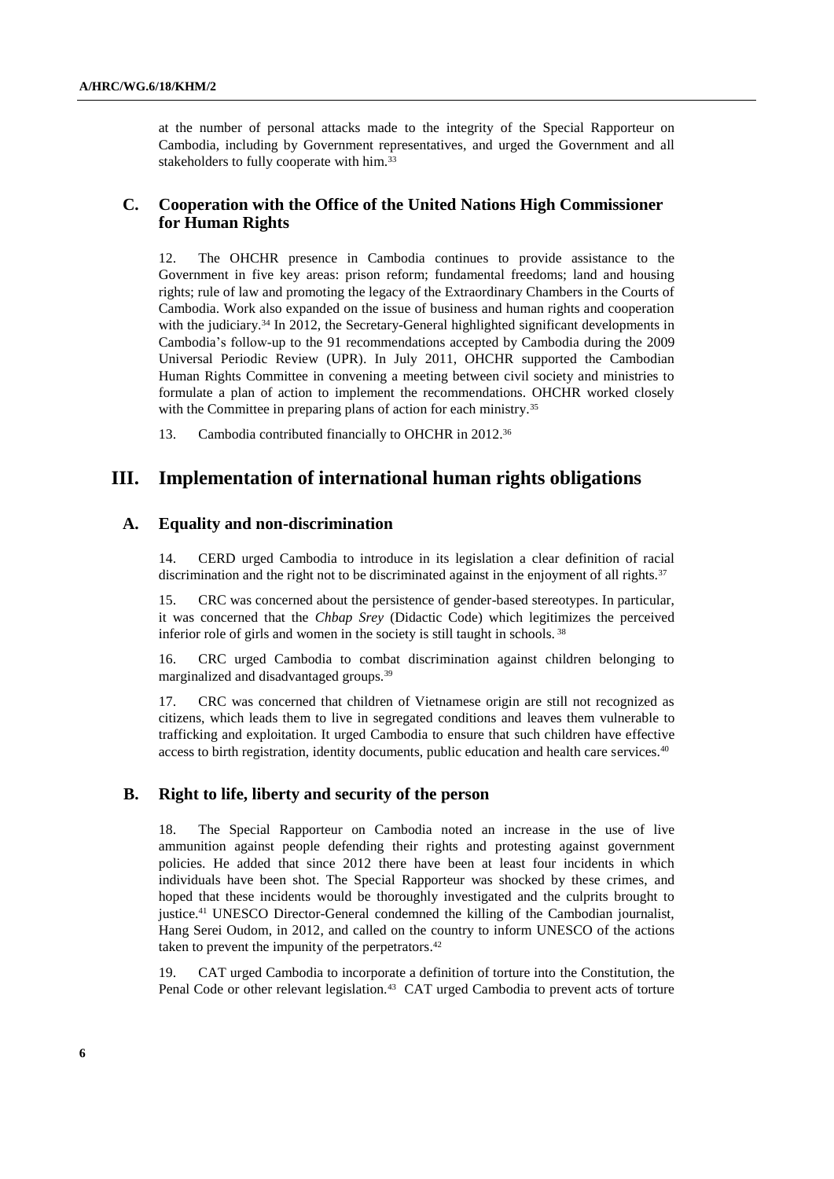at the number of personal attacks made to the integrity of the Special Rapporteur on Cambodia, including by Government representatives, and urged the Government and all stakeholders to fully cooperate with him.[33]

### C. Cooperation with the Office of the United Nations High Commissioner for Human Rights

12. The OHCHR presence in Cambodia continues to provide assistance to the Government in five key areas: prison reform; fundamental freedoms; land and housing rights; rule of law and promoting the legacy of the Extraordinary Chambers in the Courts of Cambodia. Work also expanded on the issue of business and human rights and cooperation with the judiciary.[34] In 2012, the Secretary-General highlighted significant developments in Cambodia's follow-up to the 91 recommendations accepted by Cambodia during the 2009 Universal Periodic Review (UPR). In July 2011, OHCHR supported the Cambodian Human Rights Committee in convening a meeting between civil society and ministries to formulate a plan of action to implement the recommendations. OHCHR worked closely with the Committee in preparing plans of action for each ministry.[35]

13. Cambodia contributed financially to OHCHR in 2012.[36]

## III. Implementation of international human rights obligations

### A. Equality and non-discrimination

14. CERD urged Cambodia to introduce in its legislation a clear definition of racial discrimination and the right not to be discriminated against in the enjoyment of all rights.[37]

15. CRC was concerned about the persistence of gender-based stereotypes. In particular, it was concerned that the *Chbap Srey* (Didactic Code) which legitimizes the perceived inferior role of girls and women in the society is still taught in schools.[38]

16. CRC urged Cambodia to combat discrimination against children belonging to marginalized and disadvantaged groups.[39]

17. CRC was concerned that children of Vietnamese origin are still not recognized as citizens, which leads them to live in segregated conditions and leaves them vulnerable to trafficking and exploitation. It urged Cambodia to ensure that such children have effective access to birth registration, identity documents, public education and health care services.[40]

### B. Right to life, liberty and security of the person

18. The Special Rapporteur on Cambodia noted an increase in the use of live ammunition against people defending their rights and protesting against government policies. He added that since 2012 there have been at least four incidents in which individuals have been shot. The Special Rapporteur was shocked by these crimes, and hoped that these incidents would be thoroughly investigated and the culprits brought to justice.[41] UNESCO Director-General condemned the killing of the Cambodian journalist, Hang Serei Oudom, in 2012, and called on the country to inform UNESCO of the actions taken to prevent the impunity of the perpetrators.[42]

19. CAT urged Cambodia to incorporate a definition of torture into the Constitution, the Penal Code or other relevant legislation.[43] CAT urged Cambodia to prevent acts of torture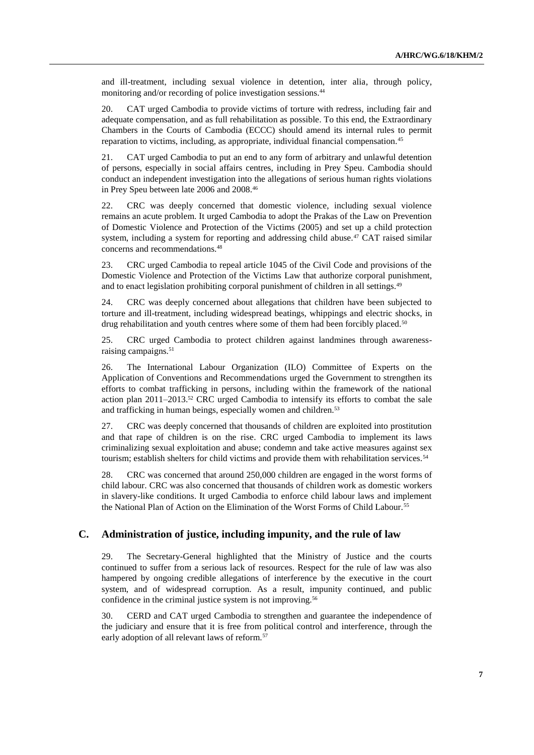and ill-treatment, including sexual violence in detention, inter alia, through policy, monitoring and/or recording of police investigation sessions.[44]

20. CAT urged Cambodia to provide victims of torture with redress, including fair and adequate compensation, and as full rehabilitation as possible. To this end, the Extraordinary Chambers in the Courts of Cambodia (ECCC) should amend its internal rules to permit reparation to victims, including, as appropriate, individual financial compensation.[45]

21. CAT urged Cambodia to put an end to any form of arbitrary and unlawful detention of persons, especially in social affairs centres, including in Prey Speu. Cambodia should conduct an independent investigation into the allegations of serious human rights violations in Prey Speu between late 2006 and 2008.[46]

22. CRC was deeply concerned that domestic violence, including sexual violence remains an acute problem. It urged Cambodia to adopt the Prakas of the Law on Prevention of Domestic Violence and Protection of the Victims (2005) and set up a child protection system, including a system for reporting and addressing child abuse.[47] CAT raised similar concerns and recommendations.[48]

23. CRC urged Cambodia to repeal article 1045 of the Civil Code and provisions of the Domestic Violence and Protection of the Victims Law that authorize corporal punishment, and to enact legislation prohibiting corporal punishment of children in all settings.[49]

24. CRC was deeply concerned about allegations that children have been subjected to torture and ill-treatment, including widespread beatings, whippings and electric shocks, in drug rehabilitation and youth centres where some of them had been forcibly placed.[50]

25. CRC urged Cambodia to protect children against landmines through awareness-raising campaigns.[51]

26. The International Labour Organization (ILO) Committee of Experts on the Application of Conventions and Recommendations urged the Government to strengthen its efforts to combat trafficking in persons, including within the framework of the national action plan 2011–2013.[52] CRC urged Cambodia to intensify its efforts to combat the sale and trafficking in human beings, especially women and children.[53]

27. CRC was deeply concerned that thousands of children are exploited into prostitution and that rape of children is on the rise. CRC urged Cambodia to implement its laws criminalizing sexual exploitation and abuse; condemn and take active measures against sex tourism; establish shelters for child victims and provide them with rehabilitation services.[54]

28. CRC was concerned that around 250,000 children are engaged in the worst forms of child labour. CRC was also concerned that thousands of children work as domestic workers in slavery-like conditions. It urged Cambodia to enforce child labour laws and implement the National Plan of Action on the Elimination of the Worst Forms of Child Labour.[55]

## C. Administration of justice, including impunity, and the rule of law

29. The Secretary-General highlighted that the Ministry of Justice and the courts continued to suffer from a serious lack of resources. Respect for the rule of law was also hampered by ongoing credible allegations of interference by the executive in the court system, and of widespread corruption. As a result, impunity continued, and public confidence in the criminal justice system is not improving.[56]

30. CERD and CAT urged Cambodia to strengthen and guarantee the independence of the judiciary and ensure that it is free from political control and interference, through the early adoption of all relevant laws of reform.[57]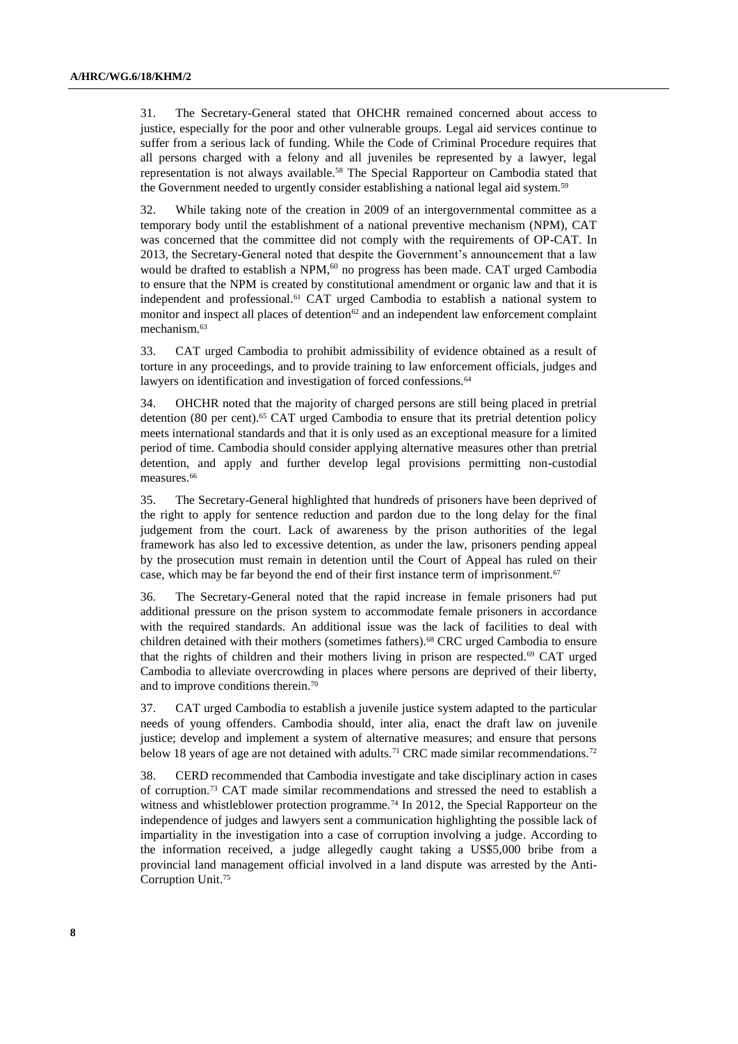31. The Secretary-General stated that OHCHR remained concerned about access to justice, especially for the poor and other vulnerable groups. Legal aid services continue to suffer from a serious lack of funding. While the Code of Criminal Procedure requires that all persons charged with a felony and all juveniles be represented by a lawyer, legal representation is not always available.[58] The Special Rapporteur on Cambodia stated that the Government needed to urgently consider establishing a national legal aid system.[59]

32. While taking note of the creation in 2009 of an intergovernmental committee as a temporary body until the establishment of a national preventive mechanism (NPM), CAT was concerned that the committee did not comply with the requirements of OP-CAT. In 2013, the Secretary-General noted that despite the Government's announcement that a law would be drafted to establish a NPM,[60] no progress has been made. CAT urged Cambodia to ensure that the NPM is created by constitutional amendment or organic law and that it is independent and professional.[61] CAT urged Cambodia to establish a national system to monitor and inspect all places of detention[62] and an independent law enforcement complaint mechanism.[63]

33. CAT urged Cambodia to prohibit admissibility of evidence obtained as a result of torture in any proceedings, and to provide training to law enforcement officials, judges and lawyers on identification and investigation of forced confessions.[64]

34. OHCHR noted that the majority of charged persons are still being placed in pretrial detention (80 per cent).[65] CAT urged Cambodia to ensure that its pretrial detention policy meets international standards and that it is only used as an exceptional measure for a limited period of time. Cambodia should consider applying alternative measures other than pretrial detention, and apply and further develop legal provisions permitting non-custodial measures.[66]

35. The Secretary-General highlighted that hundreds of prisoners have been deprived of the right to apply for sentence reduction and pardon due to the long delay for the final judgement from the court. Lack of awareness by the prison authorities of the legal framework has also led to excessive detention, as under the law, prisoners pending appeal by the prosecution must remain in detention until the Court of Appeal has ruled on their case, which may be far beyond the end of their first instance term of imprisonment.[67]

36. The Secretary-General noted that the rapid increase in female prisoners had put additional pressure on the prison system to accommodate female prisoners in accordance with the required standards. An additional issue was the lack of facilities to deal with children detained with their mothers (sometimes fathers).[68] CRC urged Cambodia to ensure that the rights of children and their mothers living in prison are respected.[69] CAT urged Cambodia to alleviate overcrowding in places where persons are deprived of their liberty, and to improve conditions therein.[70]

37. CAT urged Cambodia to establish a juvenile justice system adapted to the particular needs of young offenders. Cambodia should, inter alia, enact the draft law on juvenile justice; develop and implement a system of alternative measures; and ensure that persons below 18 years of age are not detained with adults.[71] CRC made similar recommendations.[72]

38. CERD recommended that Cambodia investigate and take disciplinary action in cases of corruption.[73] CAT made similar recommendations and stressed the need to establish a witness and whistleblower protection programme.[74] In 2012, the Special Rapporteur on the independence of judges and lawyers sent a communication highlighting the possible lack of impartiality in the investigation into a case of corruption involving a judge. According to the information received, a judge allegedly caught taking a US$5,000 bribe from a provincial land management official involved in a land dispute was arrested by the Anti-Corruption Unit.[75]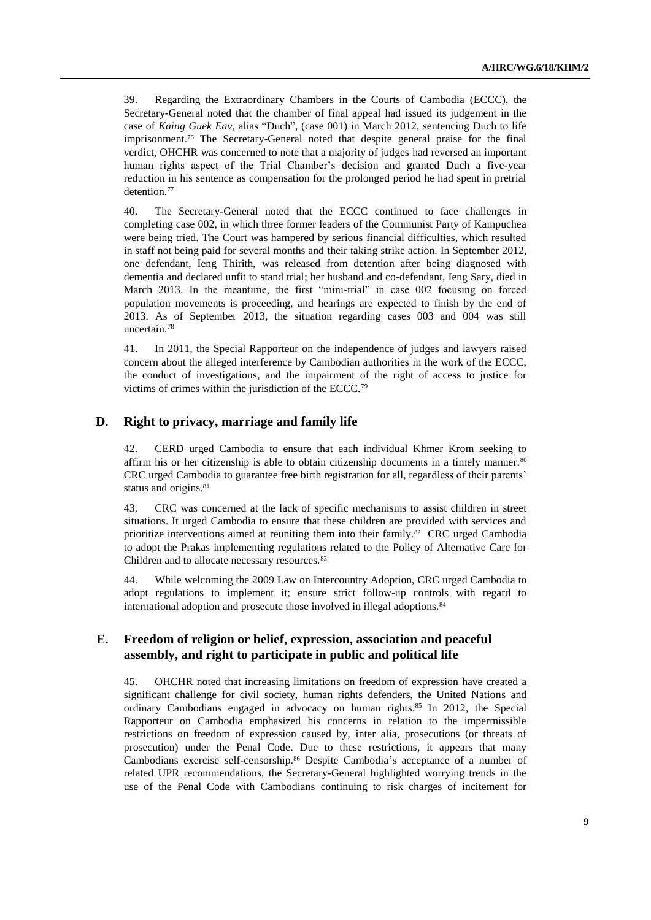39. Regarding the Extraordinary Chambers in the Courts of Cambodia (ECCC), the Secretary-General noted that the chamber of final appeal had issued its judgement in the case of *Kaing Guek Eav*, alias "Duch", (case 001) in March 2012, sentencing Duch to life imprisonment.[76] The Secretary-General noted that despite general praise for the final verdict, OHCHR was concerned to note that a majority of judges had reversed an important human rights aspect of the Trial Chamber's decision and granted Duch a five-year reduction in his sentence as compensation for the prolonged period he had spent in pretrial detention.[77]

40. The Secretary-General noted that the ECCC continued to face challenges in completing case 002, in which three former leaders of the Communist Party of Kampuchea were being tried. The Court was hampered by serious financial difficulties, which resulted in staff not being paid for several months and their taking strike action. In September 2012, one defendant, Ieng Thirith, was released from detention after being diagnosed with dementia and declared unfit to stand trial; her husband and co-defendant, Ieng Sary, died in March 2013. In the meantime, the first "mini-trial" in case 002 focusing on forced population movements is proceeding, and hearings are expected to finish by the end of 2013. As of September 2013, the situation regarding cases 003 and 004 was still uncertain.[78]

41. In 2011, the Special Rapporteur on the independence of judges and lawyers raised concern about the alleged interference by Cambodian authorities in the work of the ECCC, the conduct of investigations, and the impairment of the right of access to justice for victims of crimes within the jurisdiction of the ECCC.[79]

## D. Right to privacy, marriage and family life

42. CERD urged Cambodia to ensure that each individual Khmer Krom seeking to affirm his or her citizenship is able to obtain citizenship documents in a timely manner.[80] CRC urged Cambodia to guarantee free birth registration for all, regardless of their parents' status and origins.[81]

43. CRC was concerned at the lack of specific mechanisms to assist children in street situations. It urged Cambodia to ensure that these children are provided with services and prioritize interventions aimed at reuniting them into their family.[82] CRC urged Cambodia to adopt the Prakas implementing regulations related to the Policy of Alternative Care for Children and to allocate necessary resources.[83]

44. While welcoming the 2009 Law on Intercountry Adoption, CRC urged Cambodia to adopt regulations to implement it; ensure strict follow-up controls with regard to international adoption and prosecute those involved in illegal adoptions.[84]

## E. Freedom of religion or belief, expression, association and peaceful assembly, and right to participate in public and political life

45. OHCHR noted that increasing limitations on freedom of expression have created a significant challenge for civil society, human rights defenders, the United Nations and ordinary Cambodians engaged in advocacy on human rights.[85] In 2012, the Special Rapporteur on Cambodia emphasized his concerns in relation to the impermissible restrictions on freedom of expression caused by, inter alia, prosecutions (or threats of prosecution) under the Penal Code. Due to these restrictions, it appears that many Cambodians exercise self-censorship.[86] Despite Cambodia's acceptance of a number of related UPR recommendations, the Secretary-General highlighted worrying trends in the use of the Penal Code with Cambodians continuing to risk charges of incitement for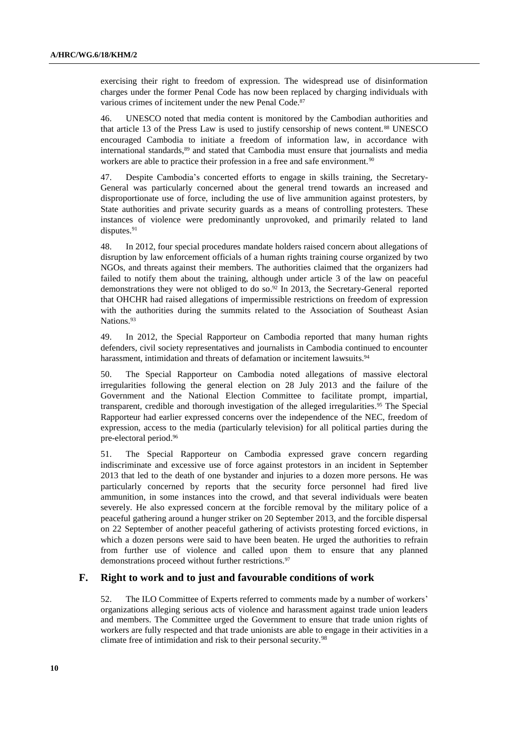exercising their right to freedom of expression. The widespread use of disinformation charges under the former Penal Code has now been replaced by charging individuals with various crimes of incitement under the new Penal Code.[87]

46. UNESCO noted that media content is monitored by the Cambodian authorities and that article 13 of the Press Law is used to justify censorship of news content.[88] UNESCO encouraged Cambodia to initiate a freedom of information law, in accordance with international standards,[89] and stated that Cambodia must ensure that journalists and media workers are able to practice their profession in a free and safe environment.[90]

47. Despite Cambodia's concerted efforts to engage in skills training, the Secretary-General was particularly concerned about the general trend towards an increased and disproportionate use of force, including the use of live ammunition against protesters, by State authorities and private security guards as a means of controlling protesters. These instances of violence were predominantly unprovoked, and primarily related to land disputes.[91]

48. In 2012, four special procedures mandate holders raised concern about allegations of disruption by law enforcement officials of a human rights training course organized by two NGOs, and threats against their members. The authorities claimed that the organizers had failed to notify them about the training, although under article 3 of the law on peaceful demonstrations they were not obliged to do so.[92] In 2013, the Secretary-General reported that OHCHR had raised allegations of impermissible restrictions on freedom of expression with the authorities during the summits related to the Association of Southeast Asian Nations.[93]

49. In 2012, the Special Rapporteur on Cambodia reported that many human rights defenders, civil society representatives and journalists in Cambodia continued to encounter harassment, intimidation and threats of defamation or incitement lawsuits.[94]

50. The Special Rapporteur on Cambodia noted allegations of massive electoral irregularities following the general election on 28 July 2013 and the failure of the Government and the National Election Committee to facilitate prompt, impartial, transparent, credible and thorough investigation of the alleged irregularities.[95] The Special Rapporteur had earlier expressed concerns over the independence of the NEC, freedom of expression, access to the media (particularly television) for all political parties during the pre-electoral period.[96]

51. The Special Rapporteur on Cambodia expressed grave concern regarding indiscriminate and excessive use of force against protestors in an incident in September 2013 that led to the death of one bystander and injuries to a dozen more persons. He was particularly concerned by reports that the security force personnel had fired live ammunition, in some instances into the crowd, and that several individuals were beaten severely. He also expressed concern at the forcible removal by the military police of a peaceful gathering around a hunger striker on 20 September 2013, and the forcible dispersal on 22 September of another peaceful gathering of activists protesting forced evictions, in which a dozen persons were said to have been beaten. He urged the authorities to refrain from further use of violence and called upon them to ensure that any planned demonstrations proceed without further restrictions.[97]

## F. Right to work and to just and favourable conditions of work

52. The ILO Committee of Experts referred to comments made by a number of workers' organizations alleging serious acts of violence and harassment against trade union leaders and members. The Committee urged the Government to ensure that trade union rights of workers are fully respected and that trade unionists are able to engage in their activities in a climate free of intimidation and risk to their personal security.[98]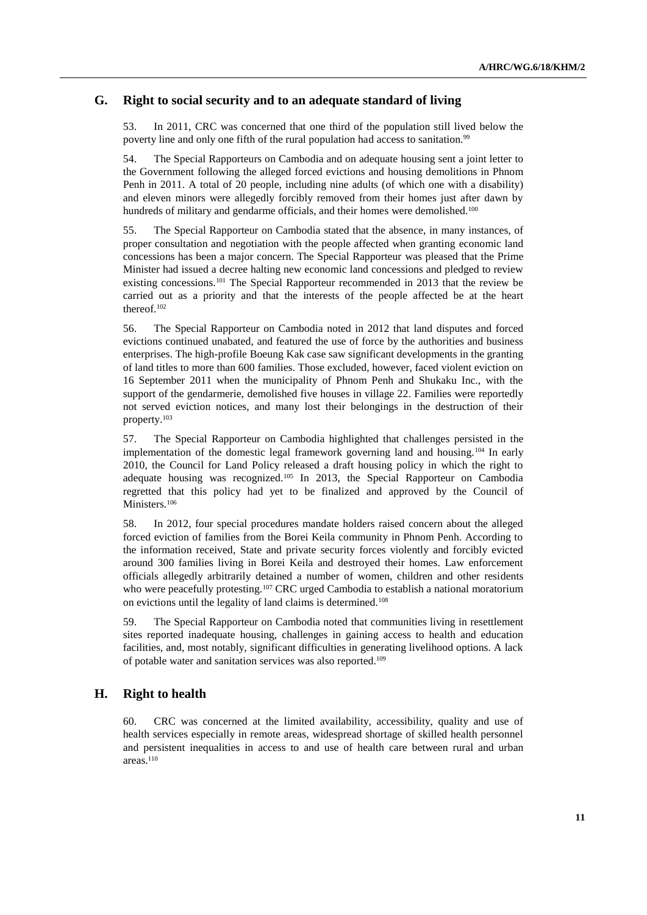## G. Right to social security and to an adequate standard of living

53. In 2011, CRC was concerned that one third of the population still lived below the poverty line and only one fifth of the rural population had access to sanitation.[99]

54. The Special Rapporteurs on Cambodia and on adequate housing sent a joint letter to the Government following the alleged forced evictions and housing demolitions in Phnom Penh in 2011. A total of 20 people, including nine adults (of which one with a disability) and eleven minors were allegedly forcibly removed from their homes just after dawn by hundreds of military and gendarme officials, and their homes were demolished.[100]

55. The Special Rapporteur on Cambodia stated that the absence, in many instances, of proper consultation and negotiation with the people affected when granting economic land concessions has been a major concern. The Special Rapporteur was pleased that the Prime Minister had issued a decree halting new economic land concessions and pledged to review existing concessions.[101] The Special Rapporteur recommended in 2013 that the review be carried out as a priority and that the interests of the people affected be at the heart thereof.[102]

56. The Special Rapporteur on Cambodia noted in 2012 that land disputes and forced evictions continued unabated, and featured the use of force by the authorities and business enterprises. The high-profile Boeung Kak case saw significant developments in the granting of land titles to more than 600 families. Those excluded, however, faced violent eviction on 16 September 2011 when the municipality of Phnom Penh and Shukaku Inc., with the support of the gendarmerie, demolished five houses in village 22. Families were reportedly not served eviction notices, and many lost their belongings in the destruction of their property.[103]

57. The Special Rapporteur on Cambodia highlighted that challenges persisted in the implementation of the domestic legal framework governing land and housing.[104] In early 2010, the Council for Land Policy released a draft housing policy in which the right to adequate housing was recognized.[105] In 2013, the Special Rapporteur on Cambodia regretted that this policy had yet to be finalized and approved by the Council of Ministers.[106]

58. In 2012, four special procedures mandate holders raised concern about the alleged forced eviction of families from the Borei Keila community in Phnom Penh. According to the information received, State and private security forces violently and forcibly evicted around 300 families living in Borei Keila and destroyed their homes. Law enforcement officials allegedly arbitrarily detained a number of women, children and other residents who were peacefully protesting.[107] CRC urged Cambodia to establish a national moratorium on evictions until the legality of land claims is determined.[108]

59. The Special Rapporteur on Cambodia noted that communities living in resettlement sites reported inadequate housing, challenges in gaining access to health and education facilities, and, most notably, significant difficulties in generating livelihood options. A lack of potable water and sanitation services was also reported.[109]

## H. Right to health

60. CRC was concerned at the limited availability, accessibility, quality and use of health services especially in remote areas, widespread shortage of skilled health personnel and persistent inequalities in access to and use of health care between rural and urban areas.[110]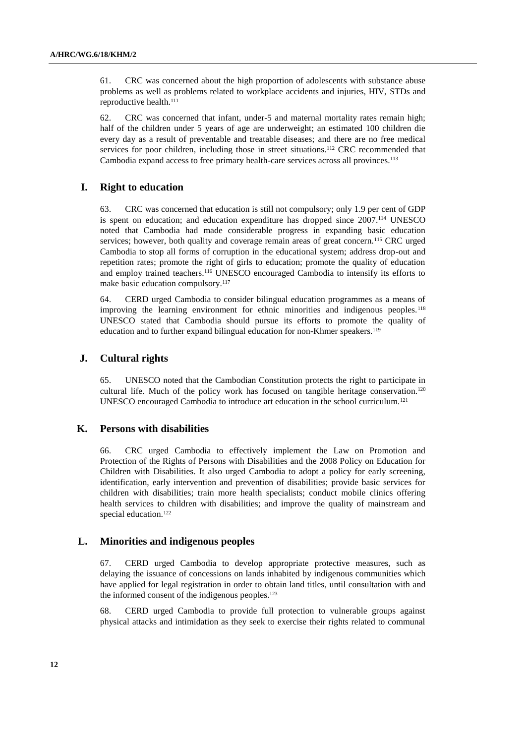61. CRC was concerned about the high proportion of adolescents with substance abuse problems as well as problems related to workplace accidents and injuries, HIV, STDs and reproductive health.[111]

62. CRC was concerned that infant, under-5 and maternal mortality rates remain high; half of the children under 5 years of age are underweight; an estimated 100 children die every day as a result of preventable and treatable diseases; and there are no free medical services for poor children, including those in street situations.[112] CRC recommended that Cambodia expand access to free primary health-care services across all provinces.[113]

## I. Right to education

63. CRC was concerned that education is still not compulsory; only 1.9 per cent of GDP is spent on education; and education expenditure has dropped since 2007.[114] UNESCO noted that Cambodia had made considerable progress in expanding basic education services; however, both quality and coverage remain areas of great concern.[115] CRC urged Cambodia to stop all forms of corruption in the educational system; address drop-out and repetition rates; promote the right of girls to education; promote the quality of education and employ trained teachers.[116] UNESCO encouraged Cambodia to intensify its efforts to make basic education compulsory.[117]

64. CERD urged Cambodia to consider bilingual education programmes as a means of improving the learning environment for ethnic minorities and indigenous peoples.[118] UNESCO stated that Cambodia should pursue its efforts to promote the quality of education and to further expand bilingual education for non-Khmer speakers.[119]

## J. Cultural rights

65. UNESCO noted that the Cambodian Constitution protects the right to participate in cultural life. Much of the policy work has focused on tangible heritage conservation.[120] UNESCO encouraged Cambodia to introduce art education in the school curriculum.[121]

## K. Persons with disabilities

66. CRC urged Cambodia to effectively implement the Law on Promotion and Protection of the Rights of Persons with Disabilities and the 2008 Policy on Education for Children with Disabilities. It also urged Cambodia to adopt a policy for early screening, identification, early intervention and prevention of disabilities; provide basic services for children with disabilities; train more health specialists; conduct mobile clinics offering health services to children with disabilities; and improve the quality of mainstream and special education.[122]

## L. Minorities and indigenous peoples

67. CERD urged Cambodia to develop appropriate protective measures, such as delaying the issuance of concessions on lands inhabited by indigenous communities which have applied for legal registration in order to obtain land titles, until consultation with and the informed consent of the indigenous peoples.[123]

68. CERD urged Cambodia to provide full protection to vulnerable groups against physical attacks and intimidation as they seek to exercise their rights related to communal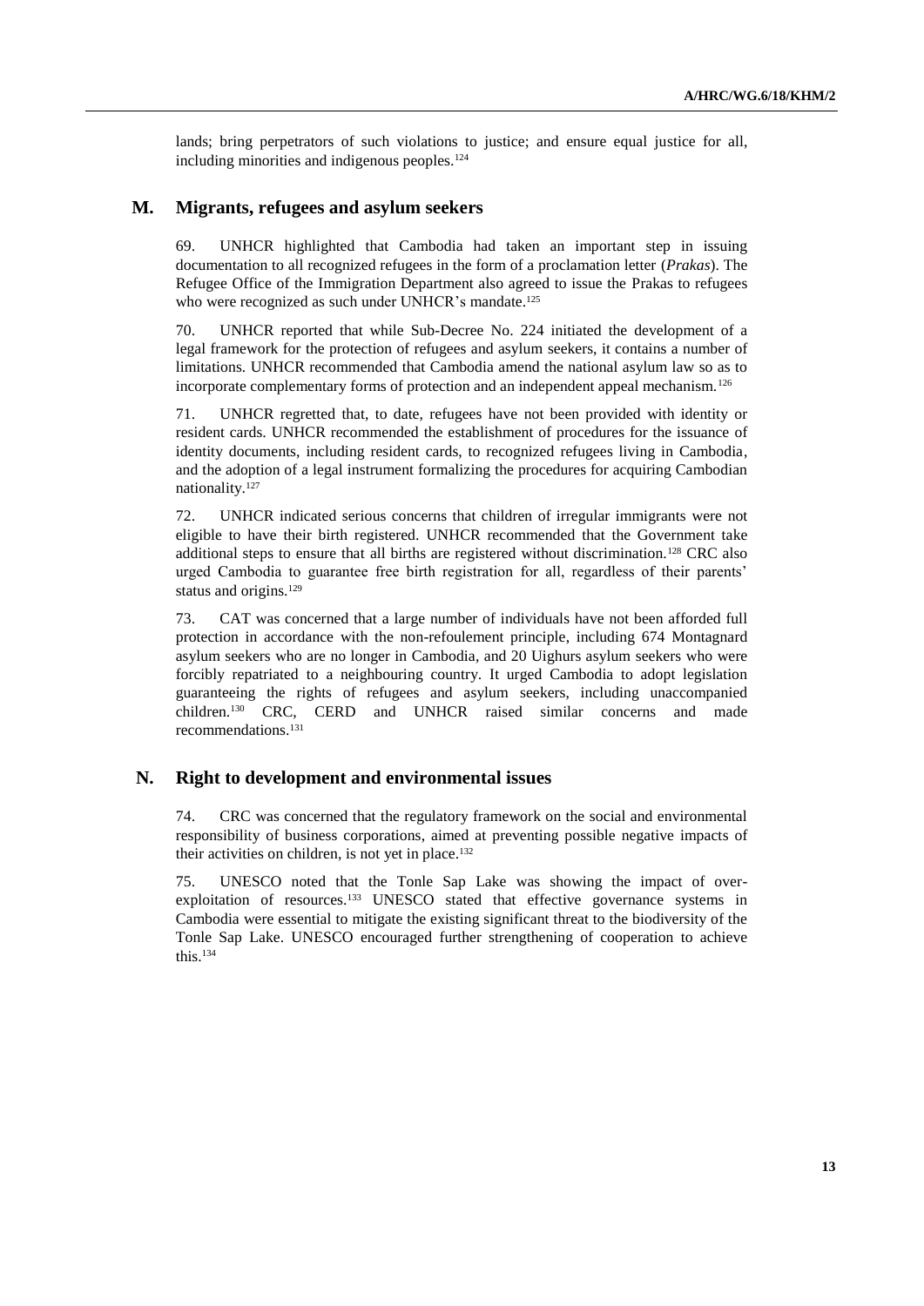lands; bring perpetrators of such violations to justice; and ensure equal justice for all, including minorities and indigenous peoples.[124]

## M. Migrants, refugees and asylum seekers

69. UNHCR highlighted that Cambodia had taken an important step in issuing documentation to all recognized refugees in the form of a proclamation letter (*Prakas*). The Refugee Office of the Immigration Department also agreed to issue the Prakas to refugees who were recognized as such under UNHCR's mandate.[125]

70. UNHCR reported that while Sub-Decree No. 224 initiated the development of a legal framework for the protection of refugees and asylum seekers, it contains a number of limitations. UNHCR recommended that Cambodia amend the national asylum law so as to incorporate complementary forms of protection and an independent appeal mechanism.[126]

71. UNHCR regretted that, to date, refugees have not been provided with identity or resident cards. UNHCR recommended the establishment of procedures for the issuance of identity documents, including resident cards, to recognized refugees living in Cambodia, and the adoption of a legal instrument formalizing the procedures for acquiring Cambodian nationality.[127]

72. UNHCR indicated serious concerns that children of irregular immigrants were not eligible to have their birth registered. UNHCR recommended that the Government take additional steps to ensure that all births are registered without discrimination.[128] CRC also urged Cambodia to guarantee free birth registration for all, regardless of their parents' status and origins.[129]

73. CAT was concerned that a large number of individuals have not been afforded full protection in accordance with the non-refoulement principle, including 674 Montagnard asylum seekers who are no longer in Cambodia, and 20 Uighurs asylum seekers who were forcibly repatriated to a neighbouring country. It urged Cambodia to adopt legislation guaranteeing the rights of refugees and asylum seekers, including unaccompanied children.[130] CRC, CERD and UNHCR raised similar concerns and made recommendations.[131]

## N. Right to development and environmental issues

74. CRC was concerned that the regulatory framework on the social and environmental responsibility of business corporations, aimed at preventing possible negative impacts of their activities on children, is not yet in place.[132]

75. UNESCO noted that the Tonle Sap Lake was showing the impact of over-exploitation of resources.[133] UNESCO stated that effective governance systems in Cambodia were essential to mitigate the existing significant threat to the biodiversity of the Tonle Sap Lake. UNESCO encouraged further strengthening of cooperation to achieve this.[134]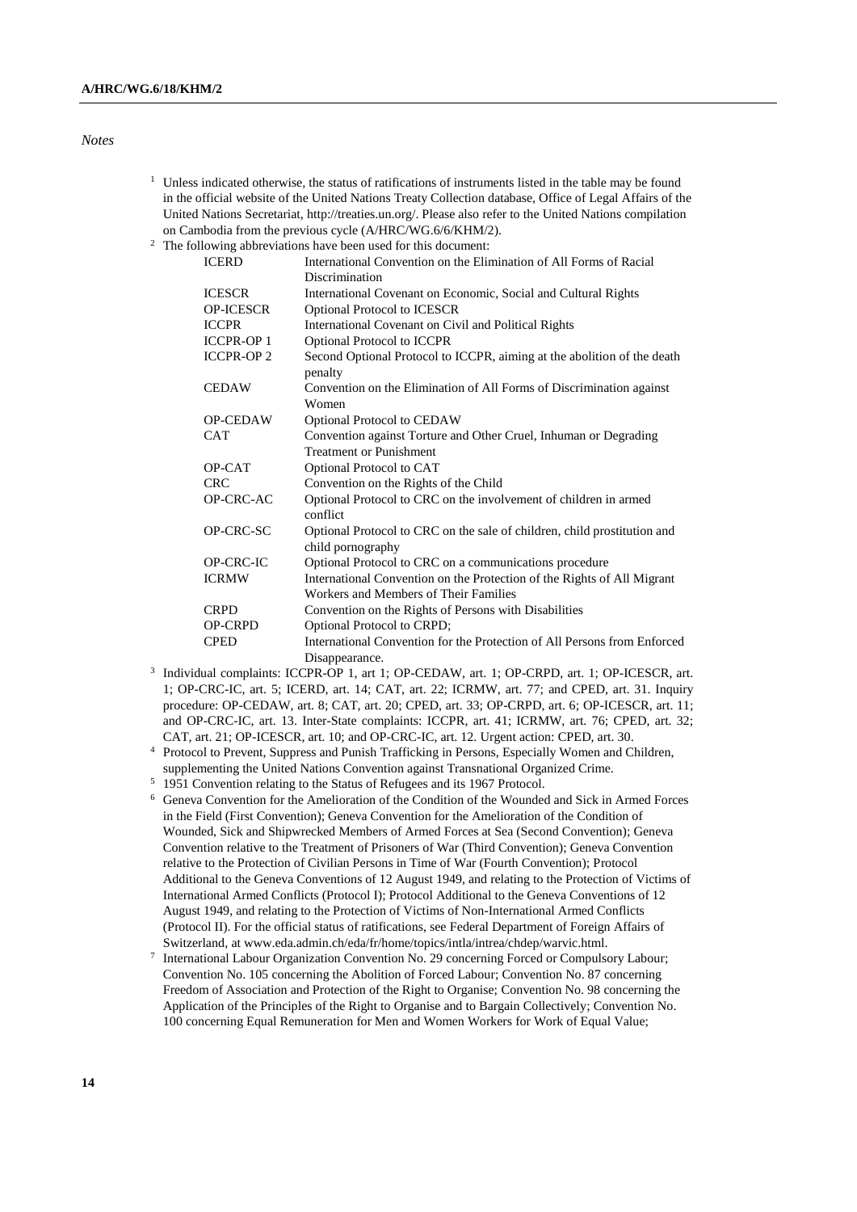*Notes*

[1] Unless indicated otherwise, the status of ratifications of instruments listed in the table may be found in the official website of the United Nations Treaty Collection database, Office of Legal Affairs of the United Nations Secretariat, http://treaties.un.org/. Please also refer to the United Nations compilation on Cambodia from the previous cycle (A/HRC/WG.6/6/KHM/2).

[2] The following abbreviations have been used for this document:

| | |
|---|---|
| ICERD | International Convention on the Elimination of All Forms of Racial Discrimination |
| ICESCR | International Covenant on Economic, Social and Cultural Rights |
| OP-ICESCR | Optional Protocol to ICESCR |
| ICCPR | International Covenant on Civil and Political Rights |
| ICCPR-OP 1 | Optional Protocol to ICCPR |
| ICCPR-OP 2 | Second Optional Protocol to ICCPR, aiming at the abolition of the death penalty |
| CEDAW | Convention on the Elimination of All Forms of Discrimination against Women |
| OP-CEDAW | Optional Protocol to CEDAW |
| CAT | Convention against Torture and Other Cruel, Inhuman or Degrading Treatment or Punishment |
| OP-CAT | Optional Protocol to CAT |
| CRC | Convention on the Rights of the Child |
| OP-CRC-AC | Optional Protocol to CRC on the involvement of children in armed conflict |
| OP-CRC-SC | Optional Protocol to CRC on the sale of children, child prostitution and child pornography |
| OP-CRC-IC | Optional Protocol to CRC on a communications procedure |
| ICRMW | International Convention on the Protection of the Rights of All Migrant Workers and Members of Their Families |
| CRPD | Convention on the Rights of Persons with Disabilities |
| OP-CRPD | Optional Protocol to CRPD; |
| CPED | International Convention for the Protection of All Persons from Enforced Disappearance. |

[3] Individual complaints: ICCPR-OP 1, art 1; OP-CEDAW, art. 1; OP-CRPD, art. 1; OP-ICESCR, art. 1; OP-CRC-IC, art. 5; ICERD, art. 14; CAT, art. 22; ICRMW, art. 77; and CPED, art. 31. Inquiry procedure: OP-CEDAW, art. 8; CAT, art. 20; CPED, art. 33; OP-CRPD, art. 6; OP-ICESCR, art. 11; and OP-CRC-IC, art. 13. Inter-State complaints: ICCPR, art. 41; ICRMW, art. 76; CPED, art. 32; CAT, art. 21; OP-ICESCR, art. 10; and OP-CRC-IC, art. 12. Urgent action: CPED, art. 30.

[4] Protocol to Prevent, Suppress and Punish Trafficking in Persons, Especially Women and Children, supplementing the United Nations Convention against Transnational Organized Crime.

[5] 1951 Convention relating to the Status of Refugees and its 1967 Protocol.

[6] Geneva Convention for the Amelioration of the Condition of the Wounded and Sick in Armed Forces in the Field (First Convention); Geneva Convention for the Amelioration of the Condition of Wounded, Sick and Shipwrecked Members of Armed Forces at Sea (Second Convention); Geneva Convention relative to the Treatment of Prisoners of War (Third Convention); Geneva Convention relative to the Protection of Civilian Persons in Time of War (Fourth Convention); Protocol Additional to the Geneva Conventions of 12 August 1949, and relating to the Protection of Victims of International Armed Conflicts (Protocol I); Protocol Additional to the Geneva Conventions of 12 August 1949, and relating to the Protection of Victims of Non-International Armed Conflicts (Protocol II). For the official status of ratifications, see Federal Department of Foreign Affairs of Switzerland, at www.eda.admin.ch/eda/fr/home/topics/intla/intrea/chdep/warvic.html.

[7] International Labour Organization Convention No. 29 concerning Forced or Compulsory Labour; Convention No. 105 concerning the Abolition of Forced Labour; Convention No. 87 concerning Freedom of Association and Protection of the Right to Organise; Convention No. 98 concerning the Application of the Principles of the Right to Organise and to Bargain Collectively; Convention No. 100 concerning Equal Remuneration for Men and Women Workers for Work of Equal Value;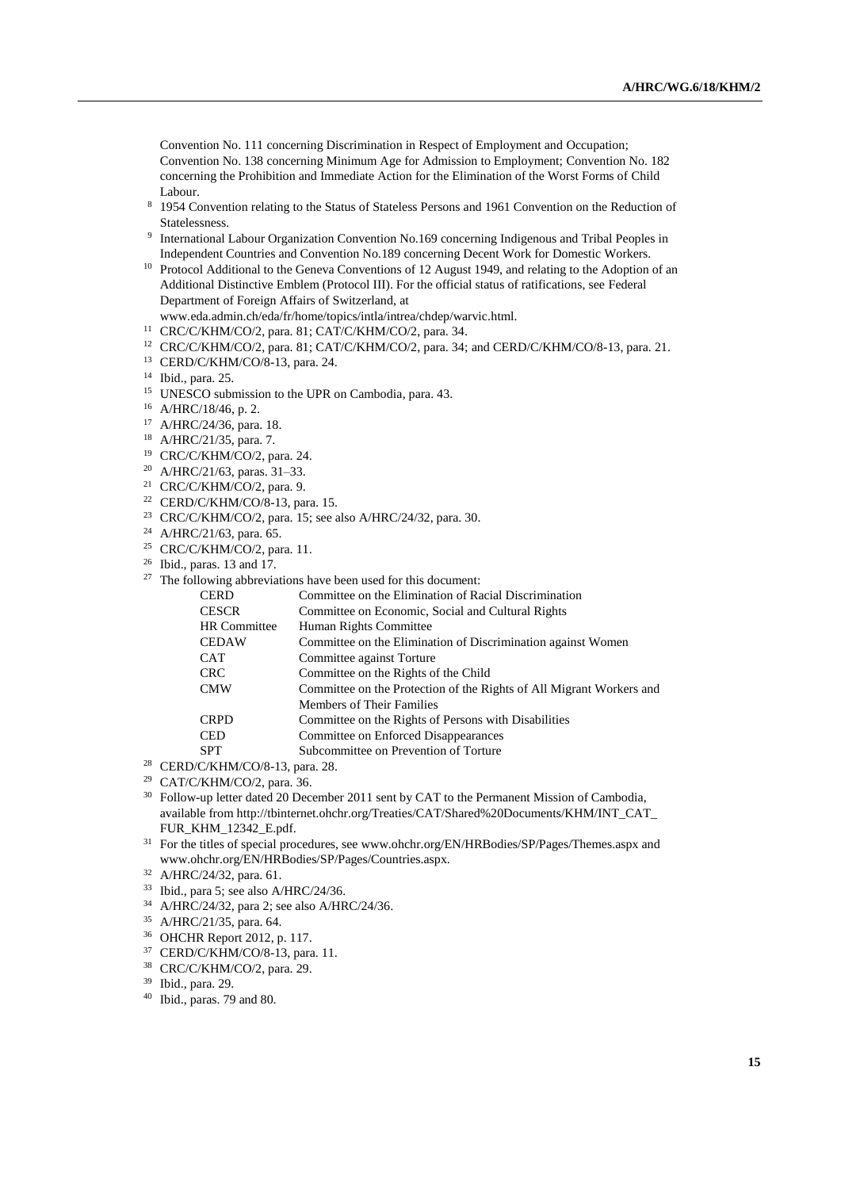Convention No. 111 concerning Discrimination in Respect of Employment and Occupation; Convention No. 138 concerning Minimum Age for Admission to Employment; Convention No. 182 concerning the Prohibition and Immediate Action for the Elimination of the Worst Forms of Child Labour.

[8] 1954 Convention relating to the Status of Stateless Persons and 1961 Convention on the Reduction of Statelessness.

[9] International Labour Organization Convention No.169 concerning Indigenous and Tribal Peoples in Independent Countries and Convention No.189 concerning Decent Work for Domestic Workers.

[10] Protocol Additional to the Geneva Conventions of 12 August 1949, and relating to the Adoption of an Additional Distinctive Emblem (Protocol III). For the official status of ratifications, see Federal Department of Foreign Affairs of Switzerland, at www.eda.admin.ch/eda/fr/home/topics/intla/intrea/chdep/warvic.html.

[11] CRC/C/KHM/CO/2, para. 81; CAT/C/KHM/CO/2, para. 34.

[12] CRC/C/KHM/CO/2, para. 81; CAT/C/KHM/CO/2, para. 34; and CERD/C/KHM/CO/8-13, para. 21.

[13] CERD/C/KHM/CO/8-13, para. 24.

[14] Ibid., para. 25.

[15] UNESCO submission to the UPR on Cambodia, para. 43.

[16] A/HRC/18/46, p. 2.

[17] A/HRC/24/36, para. 18.

[18] A/HRC/21/35, para. 7.

[19] CRC/C/KHM/CO/2, para. 24.

[20] A/HRC/21/63, paras. 31–33.

[21] CRC/C/KHM/CO/2, para. 9.

[22] CERD/C/KHM/CO/8-13, para. 15.

[23] CRC/C/KHM/CO/2, para. 15; see also A/HRC/24/32, para. 30.

[24] A/HRC/21/63, para. 65.

[25] CRC/C/KHM/CO/2, para. 11.

[26] Ibid., paras. 13 and 17.

[27] The following abbreviations have been used for this document:

| | |
|---|---|
| CERD | Committee on the Elimination of Racial Discrimination |
| CESCR | Committee on Economic, Social and Cultural Rights |
| HR Committee | Human Rights Committee |
| CEDAW | Committee on the Elimination of Discrimination against Women |
| CAT | Committee against Torture |
| CRC | Committee on the Rights of the Child |
| CMW | Committee on the Protection of the Rights of All Migrant Workers and Members of Their Families |
| CRPD | Committee on the Rights of Persons with Disabilities |
| CED | Committee on Enforced Disappearances |
| SPT | Subcommittee on Prevention of Torture |

[28] CERD/C/KHM/CO/8-13, para. 28.

[29] CAT/C/KHM/CO/2, para. 36.

[30] Follow-up letter dated 20 December 2011 sent by CAT to the Permanent Mission of Cambodia, available from http://tbinternet.ohchr.org/Treaties/CAT/Shared%20Documents/KHM/INT_CAT_FUR_KHM_12342_E.pdf.

[31] For the titles of special procedures, see www.ohchr.org/EN/HRBodies/SP/Pages/Themes.aspx and www.ohchr.org/EN/HRBodies/SP/Pages/Countries.aspx.

[32] A/HRC/24/32, para. 61.

[33] Ibid., para 5; see also A/HRC/24/36.

[34] A/HRC/24/32, para 2; see also A/HRC/24/36.

[35] A/HRC/21/35, para. 64.

[36] OHCHR Report 2012, p. 117.

[37] CERD/C/KHM/CO/8-13, para. 11.

[38] CRC/C/KHM/CO/2, para. 29.

[39] Ibid., para. 29.

[40] Ibid., paras. 79 and 80.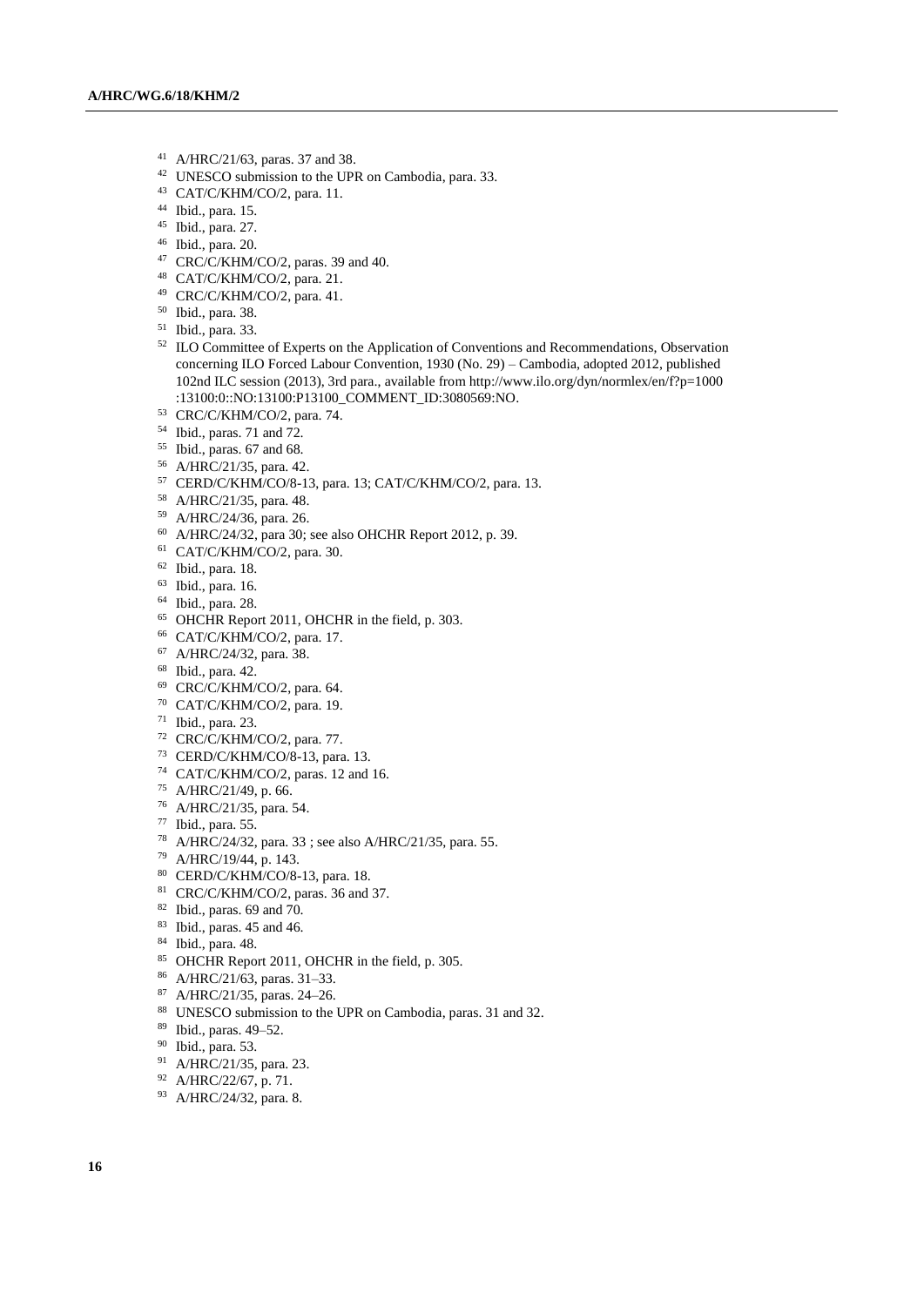[41] A/HRC/21/63, paras. 37 and 38.
[42] UNESCO submission to the UPR on Cambodia, para. 33.
[43] CAT/C/KHM/CO/2, para. 11.
[44] Ibid., para. 15.
[45] Ibid., para. 27.
[46] Ibid., para. 20.
[47] CRC/C/KHM/CO/2, paras. 39 and 40.
[48] CAT/C/KHM/CO/2, para. 21.
[49] CRC/C/KHM/CO/2, para. 41.
[50] Ibid., para. 38.
[51] Ibid., para. 33.
[52] ILO Committee of Experts on the Application of Conventions and Recommendations, Observation concerning ILO Forced Labour Convention, 1930 (No. 29) – Cambodia, adopted 2012, published 102nd ILC session (2013), 3rd para., available from http://www.ilo.org/dyn/normlex/en/f?p=1000:13100:0::NO:13100:P13100_COMMENT_ID:3080569:NO.
[53] CRC/C/KHM/CO/2, para. 74.
[54] Ibid., paras. 71 and 72.
[55] Ibid., paras. 67 and 68.
[56] A/HRC/21/35, para. 42.
[57] CERD/C/KHM/CO/8-13, para. 13; CAT/C/KHM/CO/2, para. 13.
[58] A/HRC/21/35, para. 48.
[59] A/HRC/24/36, para. 26.
[60] A/HRC/24/32, para 30; see also OHCHR Report 2012, p. 39.
[61] CAT/C/KHM/CO/2, para. 30.
[62] Ibid., para. 18.
[63] Ibid., para. 16.
[64] Ibid., para. 28.
[65] OHCHR Report 2011, OHCHR in the field, p. 303.
[66] CAT/C/KHM/CO/2, para. 17.
[67] A/HRC/24/32, para. 38.
[68] Ibid., para. 42.
[69] CRC/C/KHM/CO/2, para. 64.
[70] CAT/C/KHM/CO/2, para. 19.
[71] Ibid., para. 23.
[72] CRC/C/KHM/CO/2, para. 77.
[73] CERD/C/KHM/CO/8-13, para. 13.
[74] CAT/C/KHM/CO/2, paras. 12 and 16.
[75] A/HRC/21/49, p. 66.
[76] A/HRC/21/35, para. 54.
[77] Ibid., para. 55.
[78] A/HRC/24/32, para. 33 ; see also A/HRC/21/35, para. 55.
[79] A/HRC/19/44, p. 143.
[80] CERD/C/KHM/CO/8-13, para. 18.
[81] CRC/C/KHM/CO/2, paras. 36 and 37.
[82] Ibid., paras. 69 and 70.
[83] Ibid., paras. 45 and 46.
[84] Ibid., para. 48.
[85] OHCHR Report 2011, OHCHR in the field, p. 305.
[86] A/HRC/21/63, paras. 31–33.
[87] A/HRC/21/35, paras. 24–26.
[88] UNESCO submission to the UPR on Cambodia, paras. 31 and 32.
[89] Ibid., paras. 49–52.
[90] Ibid., para. 53.
[91] A/HRC/21/35, para. 23.
[92] A/HRC/22/67, p. 71.
[93] A/HRC/24/32, para. 8.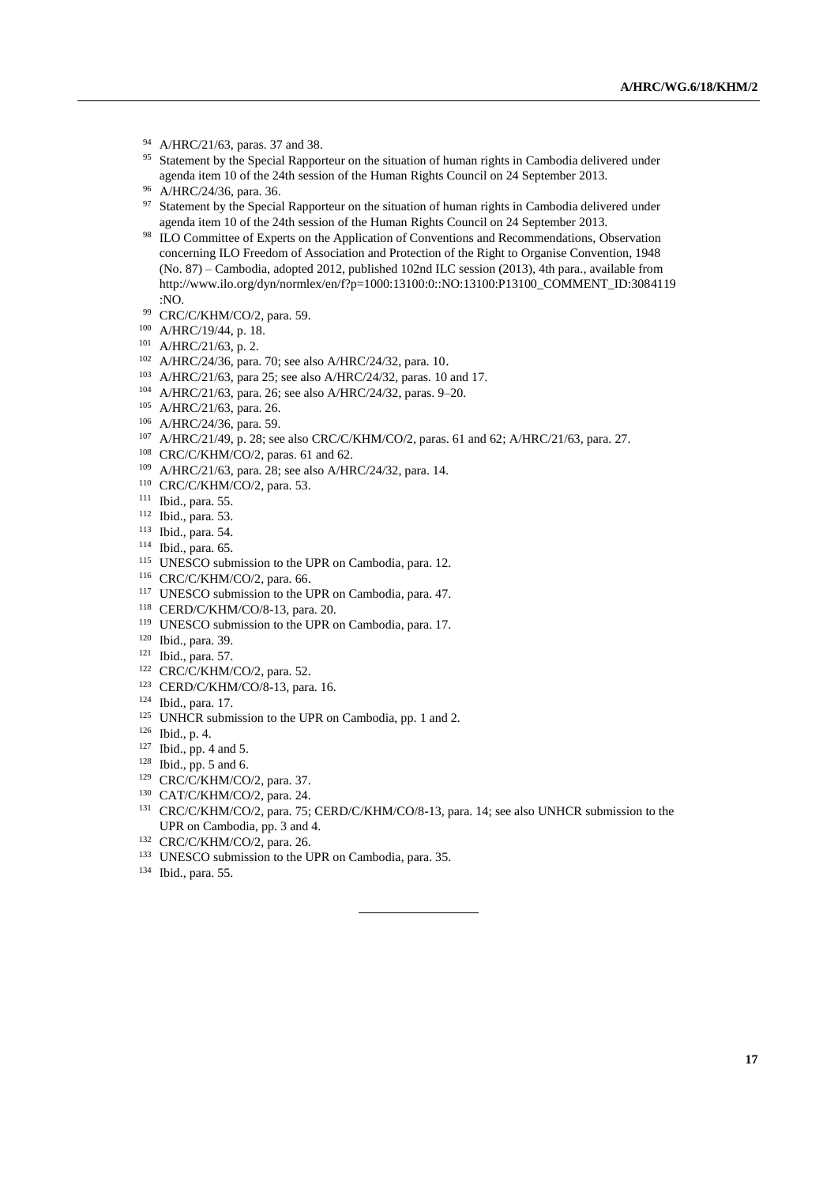[94] A/HRC/21/63, paras. 37 and 38.

[95] Statement by the Special Rapporteur on the situation of human rights in Cambodia delivered under agenda item 10 of the 24th session of the Human Rights Council on 24 September 2013.

[96] A/HRC/24/36, para. 36.

[97] Statement by the Special Rapporteur on the situation of human rights in Cambodia delivered under agenda item 10 of the 24th session of the Human Rights Council on 24 September 2013.

[98] ILO Committee of Experts on the Application of Conventions and Recommendations, Observation concerning ILO Freedom of Association and Protection of the Right to Organise Convention, 1948 (No. 87) – Cambodia, adopted 2012, published 102nd ILC session (2013), 4th para., available from http://www.ilo.org/dyn/normlex/en/f?p=1000:13100:0::NO:13100:P13100_COMMENT_ID:3084119:NO.

[99] CRC/C/KHM/CO/2, para. 59.

[100] A/HRC/19/44, p. 18.

[101] A/HRC/21/63, p. 2.

[102] A/HRC/24/36, para. 70; see also A/HRC/24/32, para. 10.

[103] A/HRC/21/63, para 25; see also A/HRC/24/32, paras. 10 and 17.

[104] A/HRC/21/63, para. 26; see also A/HRC/24/32, paras. 9–20.

[105] A/HRC/21/63, para. 26.

[106] A/HRC/24/36, para. 59.

[107] A/HRC/21/49, p. 28; see also CRC/C/KHM/CO/2, paras. 61 and 62; A/HRC/21/63, para. 27.

[108] CRC/C/KHM/CO/2, paras. 61 and 62.

[109] A/HRC/21/63, para. 28; see also A/HRC/24/32, para. 14.

[110] CRC/C/KHM/CO/2, para. 53.

[111] Ibid., para. 55.

[112] Ibid., para. 53.

[113] Ibid., para. 54.

[114] Ibid., para. 65.

[115] UNESCO submission to the UPR on Cambodia, para. 12.

[116] CRC/C/KHM/CO/2, para. 66.

[117] UNESCO submission to the UPR on Cambodia, para. 47.

[118] CERD/C/KHM/CO/8-13, para. 20.

[119] UNESCO submission to the UPR on Cambodia, para. 17.

[120] Ibid., para. 39.

[121] Ibid., para. 57.

[122] CRC/C/KHM/CO/2, para. 52.

[123] CERD/C/KHM/CO/8-13, para. 16.

[124] Ibid., para. 17.

[125] UNHCR submission to the UPR on Cambodia, pp. 1 and 2.

[126] Ibid., p. 4.

[127] Ibid., pp. 4 and 5.

[128] Ibid., pp. 5 and 6.

[129] CRC/C/KHM/CO/2, para. 37.

[130] CAT/C/KHM/CO/2, para. 24.

[131] CRC/C/KHM/CO/2, para. 75; CERD/C/KHM/CO/8-13, para. 14; see also UNHCR submission to the UPR on Cambodia, pp. 3 and 4.

[132] CRC/C/KHM/CO/2, para. 26.

[133] UNESCO submission to the UPR on Cambodia, para. 35.

[134] Ibid., para. 55.